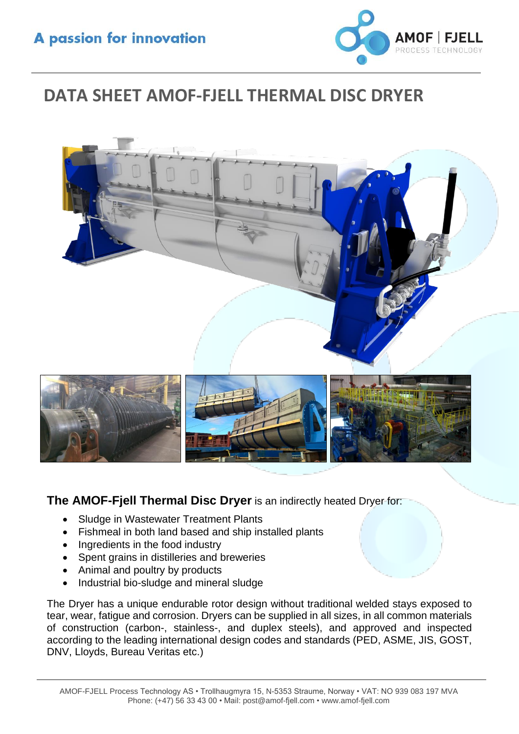A passion for innovation

# DATA SHEET AMOF-FJELL THERMAL DISC DRYER

**The AMOF-Fjell Thermal Disc Dryer** is an indirectly heated Dryer for:

- Sludge in Wastewater Treatment Plants
- Fishmeal in both land based and ship installed plants
- Ingredients in the food industry
- Spent grains in distilleries and breweries
- Animal and poultry by products
- Industrial bio-sludge and mineral sludge

The Dryer has a unique endurable rotor design without traditional welded stays exposed to tear, wear, fatigue and corrosion. Dryers can be supplied in all sizes, in all common materials of construction (carbon-, stainless-, and duplex steels), and approved and inspected according to the leading international design codes and standards (PED, ASME, JIS, GOST, DNV, Lloyds, Bureau Veritas etc.)

AMOF-FJELL Process Technology AS • Trollhaugmyra 15, N-5353 Straume, Norway • VAT: NO 939 083 197 MVA
Phone: (+47) 56 33 43 00 • Mail: post@amof-fjell.com • www.amof-fjell.com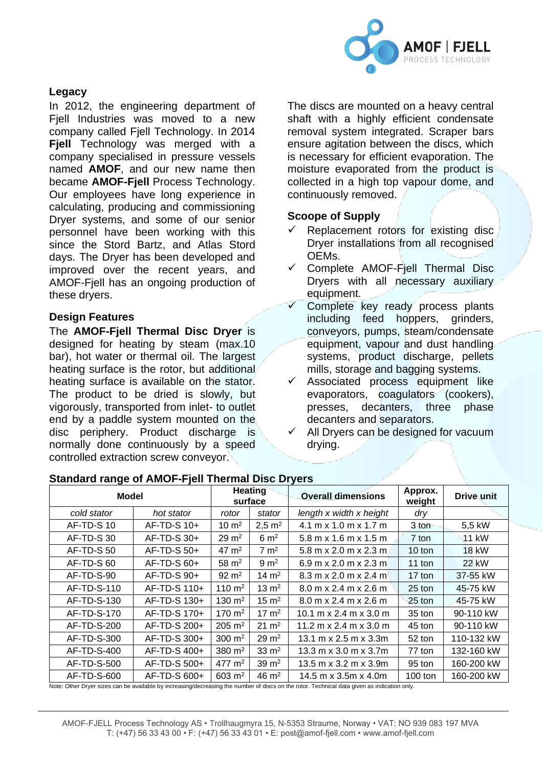## Legacy

In 2012, the engineering department of Fjell Industries was moved to a new company called Fjell Technology. In 2014 **Fjell** Technology was merged with a company specialised in pressure vessels named **AMOF**, and our new name then became **AMOF-Fjell** Process Technology. Our employees have long experience in calculating, producing and commissioning Dryer systems, and some of our senior personnel have been working with this since the Stord Bartz, and Atlas Stord days. The Dryer has been developed and improved over the recent years, and AMOF-Fjell has an ongoing production of these dryers.

## Design Features

The **AMOF-Fjell Thermal Disc Dryer** is designed for heating by steam (max.10 bar), hot water or thermal oil. The largest heating surface is the rotor, but additional heating surface is available on the stator. The product to be dried is slowly, but vigorously, transported from inlet- to outlet end by a paddle system mounted on the disc periphery. Product discharge is normally done continuously by a speed controlled extraction screw conveyor.

The discs are mounted on a heavy central shaft with a highly efficient condensate removal system integrated. Scraper bars ensure agitation between the discs, which is necessary for efficient evaporation. The moisture evaporated from the product is collected in a high top vapour dome, and continuously removed.

## Scoope of Supply

- ✓ Replacement rotors for existing disc Dryer installations from all recognised OEMs.
- ✓ Complete AMOF-Fjell Thermal Disc Dryers with all necessary auxiliary equipment.
- ✓ Complete key ready process plants including feed hoppers, grinders, conveyors, pumps, steam/condensate equipment, vapour and dust handling systems, product discharge, pellets mills, storage and bagging systems.
- ✓ Associated process equipment like evaporators, coagulators (cookers), presses, decanters, three phase decanters and separators.
- ✓ All Dryers can be designed for vacuum drying.

## Standard range of AMOF-Fjell Thermal Disc Dryers

| **Model** | | **Heating surface** | | **Overall dimensions** | **Approx. weight** | **Drive unit** |
|---|---|---|---|---|---|---|
| *cold stator* | *hot stator* | *rotor* | *stator* | *length x width x height* | *dry* | |
| AF-TD-S 10 | AF-TD-S 10+ | 10 $m^2$ | 2,5 $m^2$ | 4.1 m x 1.0 m x 1.7 m | 3 ton | 5,5 kW |
| AF-TD-S 30 | AF-TD-S 30+ | 29 $m^2$ | 6 $m^2$ | 5.8 m x 1.6 m x 1.5 m | 7 ton | 11 kW |
| AF-TD-S 50 | AF-TD-S 50+ | 47 $m^2$ | 7 $m^2$ | 5.8 m x 2.0 m x 2.3 m | 10 ton | 18 kW |
| AF-TD-S 60 | AF-TD-S 60+ | 58 $m^2$ | 9 $m^2$ | 6.9 m x 2.0 m x 2.3 m | 11 ton | 22 kW |
| AF-TD-S-90 | AF-TD-S 90+ | 92 $m^2$ | 14 $m^2$ | 8.3 m x 2.0 m x 2.4 m | 17 ton | 37-55 kW |
| AF-TD-S-110 | AF-TD-S 110+ | 110 $m^2$ | 13 $m^2$ | 8.0 m x 2.4 m x 2.6 m | 25 ton | 45-75 kW |
| AF-TD-S-130 | AF-TD-S 130+ | 130 $m^2$ | 15 $m^2$ | 8.0 m x 2.4 m x 2.6 m | 25 ton | 45-75 kW |
| AF-TD-S-170 | AF-TD-S 170+ | 170 $m^2$ | 17 $m^2$ | 10.1 m x 2.4 m x 3.0 m | 35 ton | 90-110 kW |
| AF-TD-S-200 | AF-TD-S 200+ | 205 $m^2$ | 21 $m^2$ | 11.2 m x 2.4 m x 3.0 m | 45 ton | 90-110 kW |
| AF-TD-S-300 | AF-TD-S 300+ | 300 $m^2$ | 29 $m^2$ | 13.1 m x 2.5 m x 3.3m | 52 ton | 110-132 kW |
| AF-TD-S-400 | AF-TD-S 400+ | 380 $m^2$ | 33 $m^2$ | 13.3 m x 3.0 m x 3.7m | 77 ton | 132-160 kW |
| AF-TD-S-500 | AF-TD-S 500+ | 477 $m^2$ | 39 $m^2$ | 13.5 m x 3.2 m x 3.9m | 95 ton | 160-200 kW |
| AF-TD-S-600 | AF-TD-S 600+ | 603 $m^2$ | 46 $m^2$ | 14.5 m x 3.5m x 4.0m | 100 ton | 160-200 kW |

Note: Other Dryer sizes can be available by increasing/decreasing the number of discs on the rotor. Technical data given as indication only.

AMOF-FJELL Process Technology AS • Trollhaugmyra 15, N-5353 Straume, Norway • VAT: NO 939 083 197 MVA
T: (+47) 56 33 43 00 • F: (+47) 56 33 43 01 • E: post@amof-fjell.com • www.amof-fjell.com